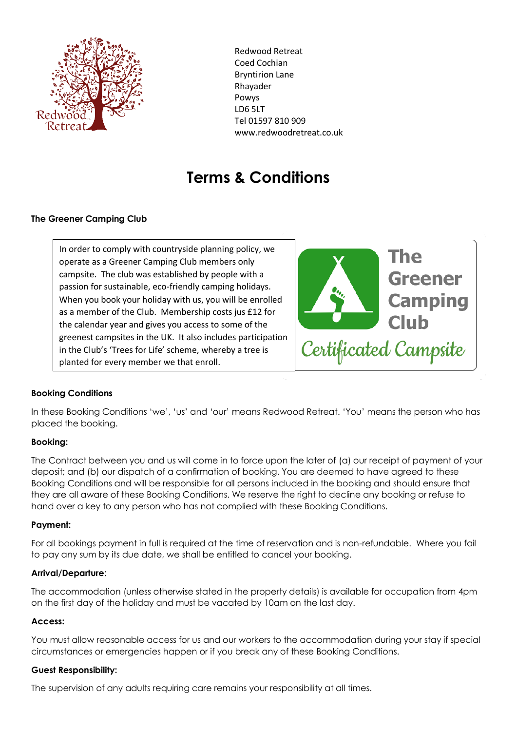Redwood Retreat
Coed Cochian
Bryntirion Lane
Rhayader
Powys
LD6 5LT
Tel 01597 810 909
www.redwoodretreat.co.uk

# Terms & Conditions

### The Greener Camping Club

In order to comply with countryside planning policy, we operate as a Greener Camping Club members only campsite. The club was established by people with a passion for sustainable, eco-friendly camping holidays. When you book your holiday with us, you will be enrolled as a member of the Club. Membership costs jus £12 for the calendar year and gives you access to some of the greenest campsites in the UK. It also includes participation in the Club's 'Trees for Life' scheme, whereby a tree is planted for every member we that enroll.

The Greener Camping Club
Certificated Campsite

### Booking Conditions

In these Booking Conditions 'we', 'us' and 'our' means Redwood Retreat. 'You' means the person who has placed the booking.

**Booking:**

The Contract between you and us will come in to force upon the later of (a) our receipt of payment of your deposit; and (b) our dispatch of a confirmation of booking. You are deemed to have agreed to these Booking Conditions and will be responsible for all persons included in the booking and should ensure that they are all aware of these Booking Conditions. We reserve the right to decline any booking or refuse to hand over a key to any person who has not complied with these Booking Conditions.

**Payment:**

For all bookings payment in full is required at the time of reservation and is non-refundable. Where you fail to pay any sum by its due date, we shall be entitled to cancel your booking.

**Arrival/Departure**:

The accommodation (unless otherwise stated in the property details) is available for occupation from 4pm on the first day of the holiday and must be vacated by 10am on the last day.

**Access:**

You must allow reasonable access for us and our workers to the accommodation during your stay if special circumstances or emergencies happen or if you break any of these Booking Conditions.

**Guest Responsibility:**

The supervision of any adults requiring care remains your responsibility at all times.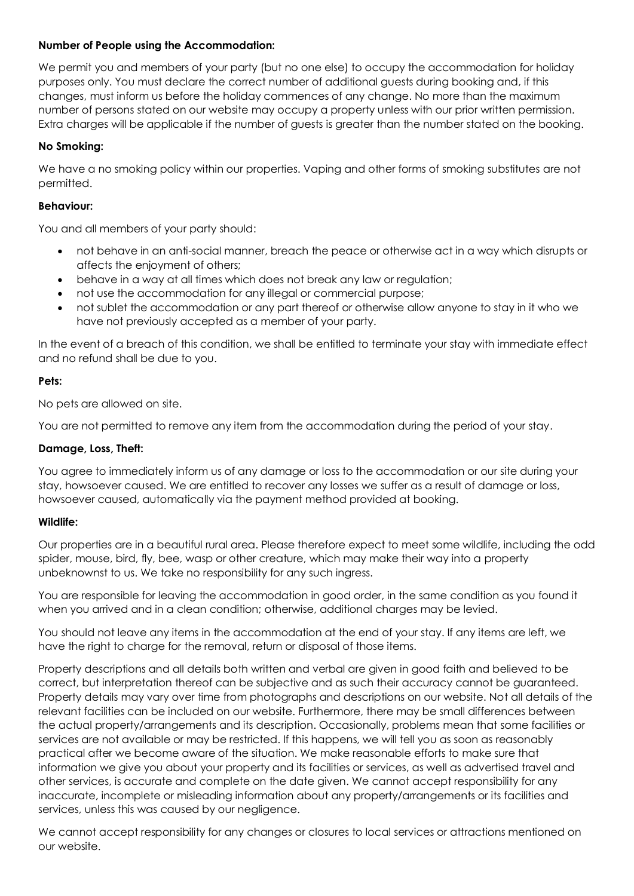**Number of People using the Accommodation:**

We permit you and members of your party (but no one else) to occupy the accommodation for holiday purposes only. You must declare the correct number of additional guests during booking and, if this changes, must inform us before the holiday commences of any change. No more than the maximum number of persons stated on our website may occupy a property unless with our prior written permission. Extra charges will be applicable if the number of guests is greater than the number stated on the booking.

**No Smoking:**

We have a no smoking policy within our properties. Vaping and other forms of smoking substitutes are not permitted.

**Behaviour:**

You and all members of your party should:

- not behave in an anti-social manner, breach the peace or otherwise act in a way which disrupts or affects the enjoyment of others;
- behave in a way at all times which does not break any law or regulation;
- not use the accommodation for any illegal or commercial purpose;
- not sublet the accommodation or any part thereof or otherwise allow anyone to stay in it who we have not previously accepted as a member of your party.

In the event of a breach of this condition, we shall be entitled to terminate your stay with immediate effect and no refund shall be due to you.

**Pets:**

No pets are allowed on site.

You are not permitted to remove any item from the accommodation during the period of your stay.

**Damage, Loss, Theft:**

You agree to immediately inform us of any damage or loss to the accommodation or our site during your stay, howsoever caused. We are entitled to recover any losses we suffer as a result of damage or loss, howsoever caused, automatically via the payment method provided at booking.

**Wildlife:**

Our properties are in a beautiful rural area. Please therefore expect to meet some wildlife, including the odd spider, mouse, bird, fly, bee, wasp or other creature, which may make their way into a property unbeknownst to us. We take no responsibility for any such ingress.

You are responsible for leaving the accommodation in good order, in the same condition as you found it when you arrived and in a clean condition; otherwise, additional charges may be levied.

You should not leave any items in the accommodation at the end of your stay. If any items are left, we have the right to charge for the removal, return or disposal of those items.

Property descriptions and all details both written and verbal are given in good faith and believed to be correct, but interpretation thereof can be subjective and as such their accuracy cannot be guaranteed. Property details may vary over time from photographs and descriptions on our website. Not all details of the relevant facilities can be included on our website. Furthermore, there may be small differences between the actual property/arrangements and its description. Occasionally, problems mean that some facilities or services are not available or may be restricted. If this happens, we will tell you as soon as reasonably practical after we become aware of the situation. We make reasonable efforts to make sure that information we give you about your property and its facilities or services, as well as advertised travel and other services, is accurate and complete on the date given. We cannot accept responsibility for any inaccurate, incomplete or misleading information about any property/arrangements or its facilities and services, unless this was caused by our negligence.

We cannot accept responsibility for any changes or closures to local services or attractions mentioned on our website.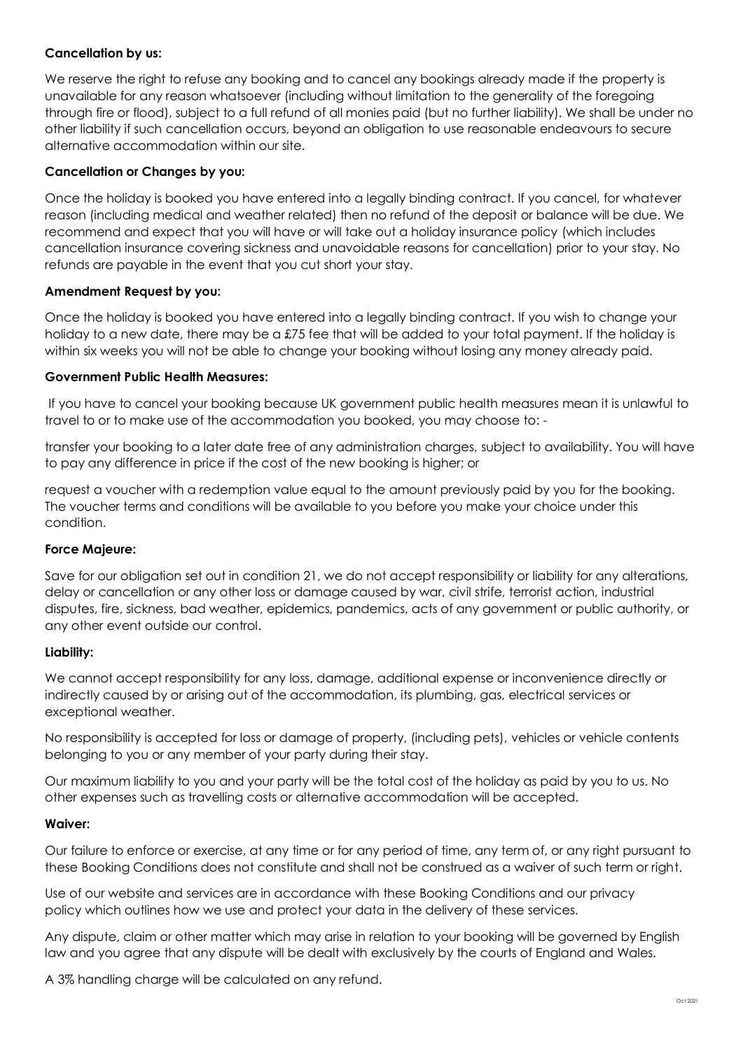**Cancellation by us:**

We reserve the right to refuse any booking and to cancel any bookings already made if the property is unavailable for any reason whatsoever (including without limitation to the generality of the foregoing through fire or flood), subject to a full refund of all monies paid (but no further liability). We shall be under no other liability if such cancellation occurs, beyond an obligation to use reasonable endeavours to secure alternative accommodation within our site.

**Cancellation or Changes by you:**

Once the holiday is booked you have entered into a legally binding contract. If you cancel, for whatever reason (including medical and weather related) then no refund of the deposit or balance will be due. We recommend and expect that you will have or will take out a holiday insurance policy (which includes cancellation insurance covering sickness and unavoidable reasons for cancellation) prior to your stay. No refunds are payable in the event that you cut short your stay.

**Amendment Request by you:**

Once the holiday is booked you have entered into a legally binding contract. If you wish to change your holiday to a new date, there may be a £75 fee that will be added to your total payment. If the holiday is within six weeks you will not be able to change your booking without losing any money already paid.

**Government Public Health Measures:**

If you have to cancel your booking because UK government public health measures mean it is unlawful to travel to or to make use of the accommodation you booked, you may choose to: -

transfer your booking to a later date free of any administration charges, subject to availability. You will have to pay any difference in price if the cost of the new booking is higher; or

request a voucher with a redemption value equal to the amount previously paid by you for the booking. The voucher terms and conditions will be available to you before you make your choice under this condition.

**Force Majeure:**

Save for our obligation set out in condition 21, we do not accept responsibility or liability for any alterations, delay or cancellation or any other loss or damage caused by war, civil strife, terrorist action, industrial disputes, fire, sickness, bad weather, epidemics, pandemics, acts of any government or public authority, or any other event outside our control.

**Liability:**

We cannot accept responsibility for any loss, damage, additional expense or inconvenience directly or indirectly caused by or arising out of the accommodation, its plumbing, gas, electrical services or exceptional weather.

No responsibility is accepted for loss or damage of property, (including pets), vehicles or vehicle contents belonging to you or any member of your party during their stay.

Our maximum liability to you and your party will be the total cost of the holiday as paid by you to us. No other expenses such as travelling costs or alternative accommodation will be accepted.

**Waiver:**

Our failure to enforce or exercise, at any time or for any period of time, any term of, or any right pursuant to these Booking Conditions does not constitute and shall not be construed as a waiver of such term or right.

Use of our website and services are in accordance with these Booking Conditions and our privacy policy which outlines how we use and protect your data in the delivery of these services.

Any dispute, claim or other matter which may arise in relation to your booking will be governed by English law and you agree that any dispute will be dealt with exclusively by the courts of England and Wales.

A 3% handling charge will be calculated on any refund.

Oct 2021